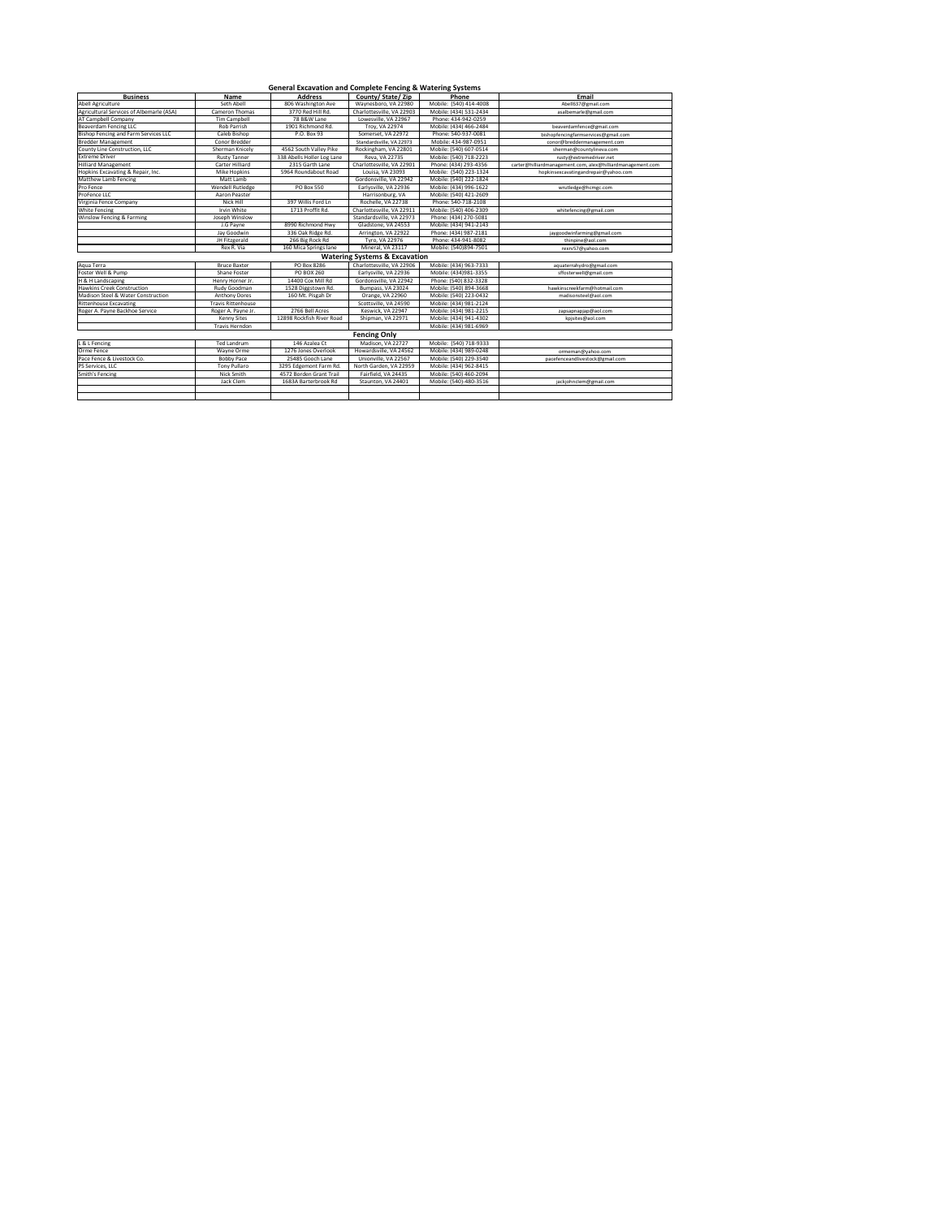# General Excavation and Complete Fencing & Watering Systems

| Business | Name | Address | County/ State/ Zip | Phone | Email |
|---|---|---|---|---|---|
| Abell Agriculture | Seth Abell | 806 Washington Ave | Waynesboro, VA 22980 | Mobile: (540) 414-4008 | Abell637@gmail.com |
| Agricultural Services of Albemarle (ASA) | Cameron Thomas | 3770 Red Hill Rd. | Charlottesville, VA 22903 | Mobile: (434) 531-2434 | asalbemarle@gmail.com |
| AT Campbell Company | Tim Campbell | 78 B&W Lane | Lowesville, VA 22967 | Phone: 434-942-0259 | |
| Beaverdam Fencing LLC | Rob Parrish | 1901 Richmond Rd. | Troy, VA 22974 | Mobile: (434) 466-2484 | beaverdamfence@gmail.com |
| Bishop Fencing and Farm Services LLC | Caleb Bishop | P.O. Box 93 | Somerset, VA 22972 | Phone: 540-937-0081 | bishopfencingfarmservices@gmail.com |
| Bredder Management | Conor Bredder | | Standardsville, VA 22973 | Mobile: 434-987-0951 | conor@breddermanagement.com |
| County Line Construction, LLC | Sherman Knicely | 4562 South Valley Pike | Rockingham, VA 22801 | Mobile: (540) 607-0514 | sherman@countylineva.com |
| Extreme Driver | Rusty Tanner | 338 Abells Holler Log Lane | Reva, VA 22735 | Mobile: (540) 718-2223 | rusty@extremedriver.net |
| Hilliard Management | Carter Hilliard | 2315 Garth Lane | Charlottesville, VA 22901 | Phone: (434) 293-4356 | carter@hilliardmanagement.com, alex@hilliardmanagement.com |
| Hopkins Excavating & Repair, Inc. | Mike Hopkins | 5964 Roundabout Road | Louisa, VA 23093 | Mobile: (540) 223-1324 | hopkinsexcavatingandrepair@yahoo.com |
| Matthew Lamb Fencing | Matt Lamb | | Gordonsville, VA 22942 | Mobile: (540) 222-1824 | |
| Pro Fence | Wendell Rutledge | PO Box 550 | Earlysville, VA 22936 | Mobile: (434) 996-1622 | wrutledge@hcmgc.com |
| ProFence LLC | Aaron Peaster | | Harrisonburg, VA | Mobile: (540) 421-2609 | |
| Virginia Fence Company | Nick Hill | 397 Willis Ford Ln | Rochelle, VA 22738 | Phone: 540-718-2108 | |
| White Fencing | Irvin White | 1713 Proffit Rd. | Charlottesville, VA 22911 | Mobile: (540) 406-2309 | whitefencing@gmail.com |
| Winslow Fencing & Farming | Joseph Winslow | | Standardsville, VA 22973 | Phone: (434) 270-5081 | |
| | J.G Payne | 8990 Richmond Hwy | Gladstone, VA 24553 | Mobile: (434) 941-2143 | |
| | Jay Goodwin | 336 Oak Ridge Rd. | Arrington, VA 22922 | Phone: (434) 987-2181 | jaygoodwinfarming@gmail.com |
| | JH Fitzgerald | 266 Big Rock Rd | Tyro, VA 22976 | Phone: 434-941-8082 | thinpine@aol.com |
| | Rex R. Via | 160 Mica Springs lane | Mineral, VA 23117 | Mobile: (540)894-7501 | rexrv57@yahoo.com |

## Watering Systems & Excavation

| Business | Name | Address | County/ State/ Zip | Phone | Email |
|---|---|---|---|---|---|
| Aqua Terra | Bruce Baxter | PO Box 8286 | Charlottesville, VA 22906 | Mobile: (434) 963-7333 | aquaterrahydro@gmail.com |
| Foster Well & Pump | Shane Foster | PO BOX 260 | Earlysville, VA 22936 | Mobile: (434)981-3355 | sffosterwell@gmail.com |
| H & H Landscaping | Henry Horner Jr. | 14400 Cox Mill Rd | Gordonsville, VA 22942 | Phone: (540) 832-3328 | |
| Hawkins Creek Construction | Rudy Goodman | 1528 Diggstown Rd. | Bumpass, VA 23024 | Mobile: (540) 894-3668 | hawkinscreekfarm@hotmail.com |
| Madison Steel & Water Construction | Anthony Dores | 160 Mt. Pisgah Dr | Orange, VA 22960 | Mobile: (540) 223-0432 | madisonsteel@aol.com |
| Rittenhouse Excavating | Travis Rittenhouse | | Scottsville, VA 24590 | Mobile: (434) 981-2124 | |
| Roger A. Payne Backhoe Service | Roger A. Payne Jr. | 2766 Bell Acres | Keswick, VA 22947 | Mobile: (434) 981-2215 | zapsapnapjap@aol.com |
| | Kenny Sites | 12898 Rockfish River Road | Shipman, VA 22971 | Mobile: (434) 941-4302 | kpjsites@aol.com |
| | Travis Herndon | | | Mobile: (434) 981-6969 | |

## Fencing Only

| Business | Name | Address | County/ State/ Zip | Phone | Email |
|---|---|---|---|---|---|
| L & L Fencing | Ted Landrum | 146 Azalea Ct | Madison, VA 22727 | Mobile: (540) 718-9333 | |
| Orme Fence | Wayne Orme | 1276 Jones Overlook | Howardsville, VA 24562 | Mobile: (434) 989-0248 | ormeman@yahoo.com |
| Pace Fence & Livestock Co. | Bobby Pace | 25485 Gooch Lane | Unionville, VA 22567 | Mobile: (540) 229-3540 | pacefenceandlivestock@gmail.com |
| PS Services, LLC | Tony Pullaro | 3295 Edgemont Farm Rd. | North Garden, VA 22959 | Mobile: (434) 962-8415 | |
| Smith's Fencing | Nick Smith | 4572 Borden Grant Trail | Fairfield, VA 24435 | Mobile: (540) 460-2094 | |
| | Jack Clem | 1683A Barterbrook Rd | Staunton, VA 24401 | Mobile: (540)-480-3516 | jackjohnclem@gmail.com |
| | | | | | |
| | | | | | |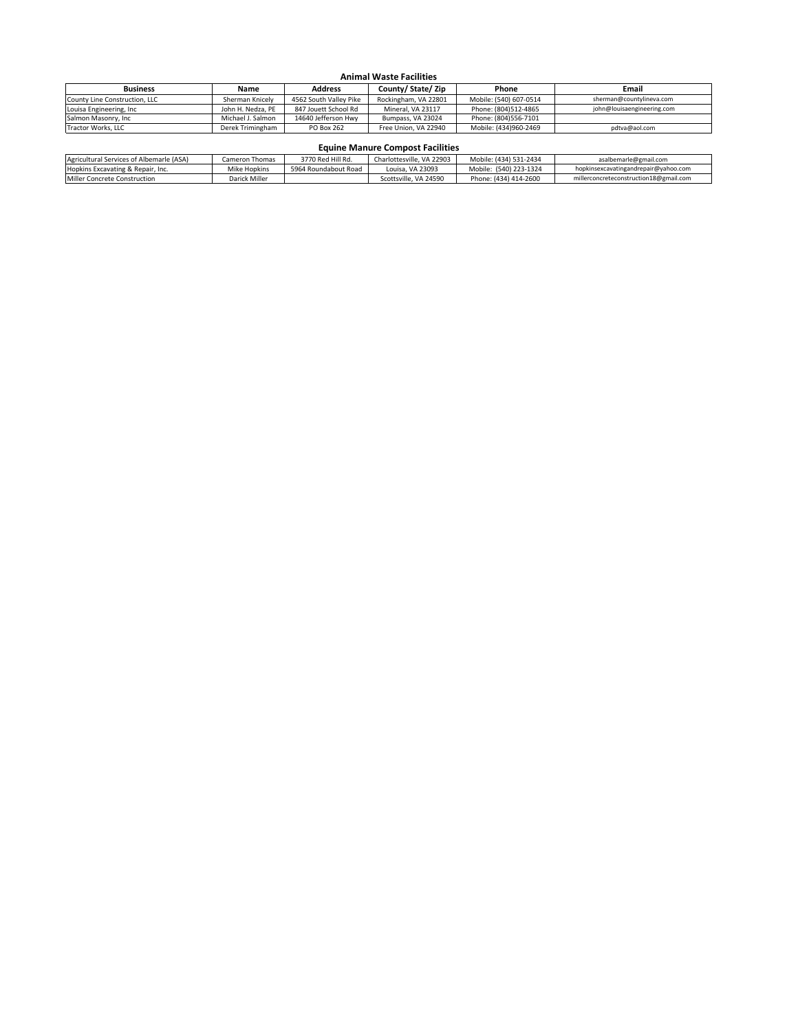### Animal Waste Facilities

| Business | Name | Address | County/ State/ Zip | Phone | Email |
|---|---|---|---|---|---|
| County Line Construction, LLC | Sherman Knicely | 4562 South Valley Pike | Rockingham, VA 22801 | Mobile: (540) 607-0514 | sherman@countylineva.com |
| Louisa Engineering, Inc | John H. Nedza, PE | 847 Jouett School Rd | Mineral, VA 23117 | Phone: (804)512-4865 | john@louisaengineering.com |
| Salmon Masonry, Inc | Michael J. Salmon | 14640 Jefferson Hwy | Bumpass, VA 23024 | Phone: (804)556-7101 | |
| Tractor Works, LLC | Derek Trimingham | PO Box 262 | Free Union, VA 22940 | Mobile: (434)960-2469 | pdtva@aol.com |

### Equine Manure Compost Facilities

| Business | Name | Address | County/ State/ Zip | Phone | Email |
|---|---|---|---|---|---|
| Agricultural Services of Albemarle (ASA) | Cameron Thomas | 3770 Red Hill Rd. | Charlottesville, VA 22903 | Mobile: (434) 531-2434 | asalbemarle@gmail.com |
| Hopkins Excavating & Repair, Inc. | Mike Hopkins | 5964 Roundabout Road | Louisa, VA 23093 | Mobile: (540) 223-1324 | hopkinsexcavatingandrepair@yahoo.com |
| Miller Concrete Construction | Darick Miller | | Scottsville, VA 24590 | Phone: (434) 414-2600 | millerconcreteconstruction18@gmail.com |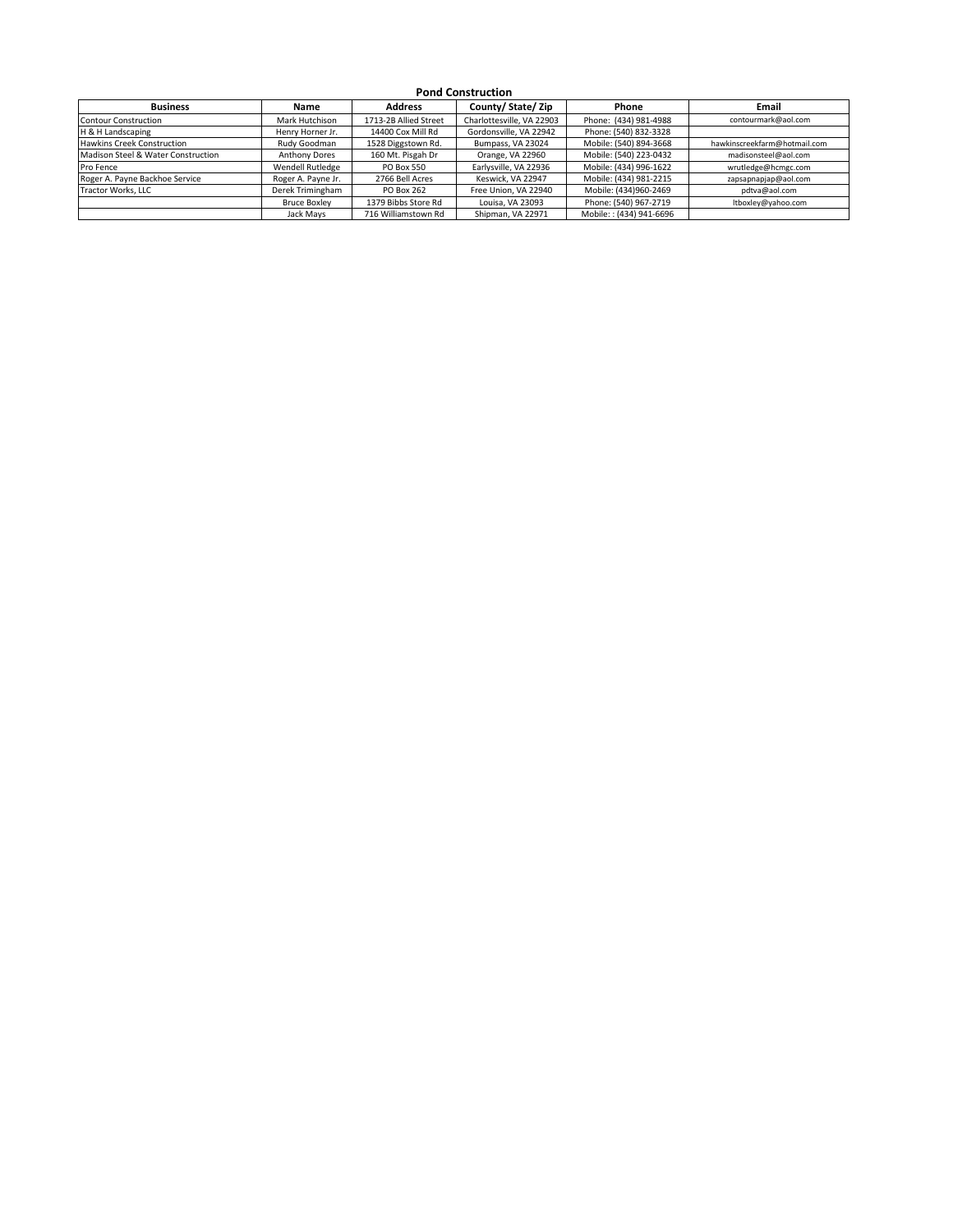## Pond Construction

| Business | Name | Address | County/ State/ Zip | Phone | Email |
|---|---|---|---|---|---|
| Contour Construction | Mark Hutchison | 1713-2B Allied Street | Charlottesville, VA 22903 | Phone: (434) 981-4988 | contourmark@aol.com |
| H & H Landscaping | Henry Horner Jr. | 14400 Cox Mill Rd | Gordonsville, VA 22942 | Phone: (540) 832-3328 | |
| Hawkins Creek Construction | Rudy Goodman | 1528 Diggstown Rd. | Bumpass, VA 23024 | Mobile: (540) 894-3668 | hawkinscreekfarm@hotmail.com |
| Madison Steel & Water Construction | Anthony Dores | 160 Mt. Pisgah Dr | Orange, VA 22960 | Mobile: (540) 223-0432 | madisonsteel@aol.com |
| Pro Fence | Wendell Rutledge | PO Box 550 | Earlysville, VA 22936 | Mobile: (434) 996-1622 | wrutledge@hcmgc.com |
| Roger A. Payne Backhoe Service | Roger A. Payne Jr. | 2766 Bell Acres | Keswick, VA 22947 | Mobile: (434) 981-2215 | zapsapnapjap@aol.com |
| Tractor Works, LLC | Derek Trimingham | PO Box 262 | Free Union, VA 22940 | Mobile: (434)960-2469 | pdtva@aol.com |
| | Bruce Boxley | 1379 Bibbs Store Rd | Louisa, VA 23093 | Phone: (540) 967-2719 | ltboxley@yahoo.com |
| | Jack Mays | 716 Williamstown Rd | Shipman, VA 22971 | Mobile: : (434) 941-6696 | |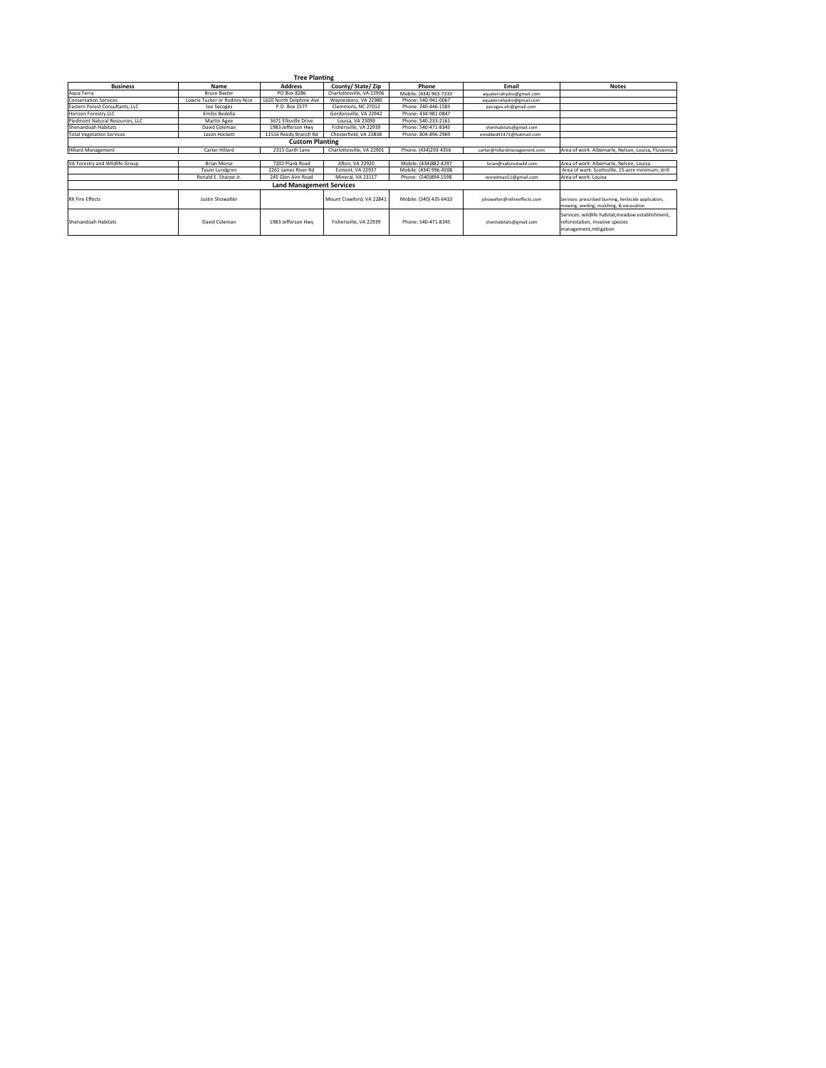| Business | Name | Address | County/ State/ Zip | Phone | Email | Notes |
| --- | --- | --- | --- | --- | --- | --- |
| **Tree Planting** | | | | | | |
| Aqua Terra | Bruce Baxter | PO Box 8286 | Charlottesville, VA 22906 | Mobile: (434) 963-7333 | aquaterrahydro@gmail.com | |
| Conservation Services | Lowrie Tucker or Rodney Nice | 1620 North Delphine Ave. | Waynesboro, VA 22980 | Phone: 540-941-0067 | aquaterrahydro@gmail.com | |
| Eastern Forest Consultants, LLC | Joe Secoges | P.O. Box 1577 | Clemmons, NC 27012 | Phone: 240-446-1583 | jsecoges.efc@gmail.com | |
| Horizon Forestry LLC | Emilio Bedolla | | Gordonsville, VA 22942 | Phone: 434-981-0847 | | |
| Piedmont Natural Resources, LLC | Martin Agee | 3671 Ellisville Drive | Louisa, VA 23093 | Phone: 540-233-2161 | | |
| Shenandoah Habitats | David Coleman | 1983 Jefferson Hwy | Fishersville, VA 22939 | Phone: 540-471-8345 | shenhabitats@gmail.com | |
| Total Vegetation Services | Jason Hockett | 11516 Reedy Branch Rd | Chesterfield, VA 23838 | Phone: 804-896-2969 | emidbed41473@hotmail.com | |
| **Custom Planting** | | | | | | |
| Hillard Management | Carter Hillard | 2315 Garth Lane | Charlottesville, VA 22901 | Phone: (434)293-4356 | carter@hillardmanagement.com | Area of work: Albemarle, Nelson, Louisa, Fluvanna |
| VA Forestry and Wildlife Group | Brian Morse | 7202 Plank Road | Afton, VA 22920 | Mobile: (434)882-4297 | brian@vaforestwild.com | Area of work: Albemarle, Nelson, Louisa |
| | Tyson Lundgren | 2261 James River Rd | Esmont, VA 22937 | Mobile: (434) 996-4208 | | Area of work: Scottsville, 15-acre minimum, drill |
| | Ronald E. Sharpe Jr. | 245 Glen Aire Road | Mineral, VA 23117 | Phone: (540)894-1598 | resredman51@gmail.com | Area of work: Louisa |
| **Land Management Services** | | | | | | |
| RX Fire Effects | Justin Showalter | | Mount Crawford, VA 22841 | Mobile: (540) 435-6410 | jshowalter@rxfireeffects.com | Services: prescribed burning, herbicide application, mowing, seeding, mulching, & excavation |
| Shenandoah Habitats | David Coleman | 1983 Jefferson Hwy | Fishersville, VA 22939 | Phone: 540-471-8345 | shenhabitats@gmail.com | Services: wildlife habitat,meadow establishment, reforestation, invasive species management,mitigation |